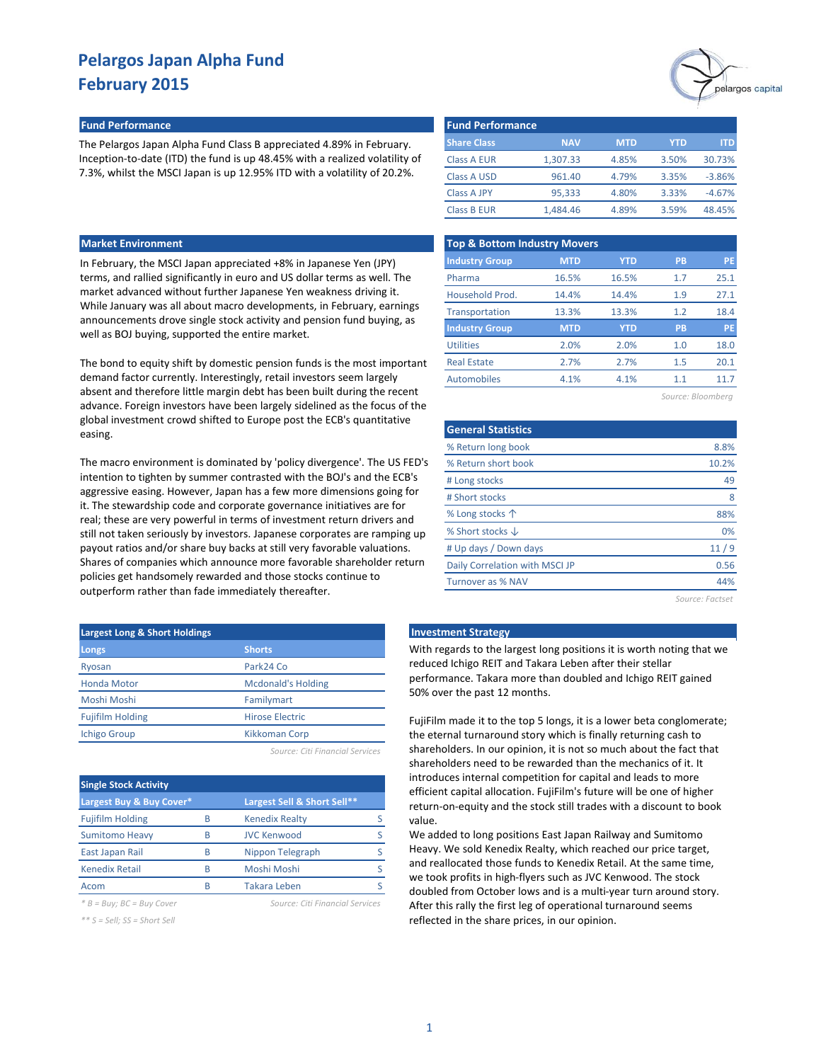# Pelargos Japan Alpha Fund
## February 2015

### Fund Performance

The Pelargos Japan Alpha Fund Class B appreciated 4.89% in February. Inception-to-date (ITD) the fund is up 48.45% with a realized volatility of 7.3%, whilst the MSCI Japan is up 12.95% ITD with a volatility of 20.2%.

| Share Class | NAV | MTD | YTD | ITD |
|---|---|---|---|---|
| Class A EUR | 1,307.33 | 4.85% | 3.50% | 30.73% |
| Class A USD | 961.40 | 4.79% | 3.35% | -3.86% |
| Class A JPY | 95,333 | 4.80% | 3.33% | -4.67% |
| Class B EUR | 1,484.46 | 4.89% | 3.59% | 48.45% |

### Market Environment

In February, the MSCI Japan appreciated +8% in Japanese Yen (JPY) terms, and rallied significantly in euro and US dollar terms as well. The market advanced without further Japanese Yen weakness driving it. While January was all about macro developments, in February, earnings announcements drove single stock activity and pension fund buying, as well as BOJ buying, supported the entire market.

The bond to equity shift by domestic pension funds is the most important demand factor currently. Interestingly, retail investors seem largely absent and therefore little margin debt has been built during the recent advance. Foreign investors have been largely sidelined as the focus of the global investment crowd shifted to Europe post the ECB's quantitative easing.

The macro environment is dominated by 'policy divergence'. The US FED's intention to tighten by summer contrasted with the BOJ's and the ECB's aggressive easing. However, Japan has a few more dimensions going for it. The stewardship code and corporate governance initiatives are for real; these are very powerful in terms of investment return drivers and still not taken seriously by investors. Japanese corporates are ramping up payout ratios and/or share buy backs at still very favorable valuations. Shares of companies which announce more favorable shareholder return policies get handsomely rewarded and those stocks continue to outperform rather than fade immediately thereafter.

### Top & Bottom Industry Movers

| Industry Group | MTD | YTD | PB | PE |
|---|---|---|---|---|
| Pharma | 16.5% | 16.5% | 1.7 | 25.1 |
| Household Prod. | 14.4% | 14.4% | 1.9 | 27.1 |
| Transportation | 13.3% | 13.3% | 1.2 | 18.4 |
| **Industry Group** | **MTD** | **YTD** | **PB** | **PE** |
| Utilities | 2.0% | 2.0% | 1.0 | 18.0 |
| Real Estate | 2.7% | 2.7% | 1.5 | 20.1 |
| Automobiles | 4.1% | 4.1% | 1.1 | 11.7 |

*Source: Bloomberg*

### General Statistics

| | |
|---|---|
| % Return long book | 8.8% |
| % Return short book | 10.2% |
| # Long stocks | 49 |
| # Short stocks | 8 |
| % Long stocks ↑ | 88% |
| % Short stocks ↓ | 0% |
| # Up days / Down days | 11 / 9 |
| Daily Correlation with MSCI JP | 0.56 |
| Turnover as % NAV | 44% |

*Source: Factset*

### Largest Long & Short Holdings

| Longs | Shorts |
|---|---|
| Ryosan | Park24 Co |
| Honda Motor | Mcdonald's Holding |
| Moshi Moshi | Familymart |
| Fujifilm Holding | Hirose Electric |
| Ichigo Group | Kikkoman Corp |

*Source: Citi Financial Services*

### Single Stock Activity

| Largest Buy & Buy Cover* | | Largest Sell & Short Sell** | |
|---|---|---|---|
| Fujifilm Holding | B | Kenedix Realty | S |
| Sumitomo Heavy | B | JVC Kenwood | S |
| East Japan Rail | B | Nippon Telegraph | S |
| Kenedix Retail | B | Moshi Moshi | S |
| Acom | B | Takara Leben | S |

*\* B = Buy; BC = Buy Cover*

*\*\* S = Sell; SS = Short Sell*

*Source: Citi Financial Services*

### Investment Strategy

With regards to the largest long positions it is worth noting that we reduced Ichigo REIT and Takara Leben after their stellar performance. Takara more than doubled and Ichigo REIT gained 50% over the past 12 months.

FujiFilm made it to the top 5 longs, it is a lower beta conglomerate; the eternal turnaround story which is finally returning cash to shareholders. In our opinion, it is not so much about the fact that shareholders need to be rewarded than the mechanics of it. It introduces internal competition for capital and leads to more efficient capital allocation. FujiFilm's future will be one of higher return-on-equity and the stock still trades with a discount to book value.

We added to long positions East Japan Railway and Sumitomo Heavy. We sold Kenedix Realty, which reached our price target, and reallocated those funds to Kenedix Retail. At the same time, we took profits in high-flyers such as JVC Kenwood. The stock doubled from October lows and is a multi-year turn around story. After this rally the first leg of operational turnaround seems reflected in the share prices, in our opinion.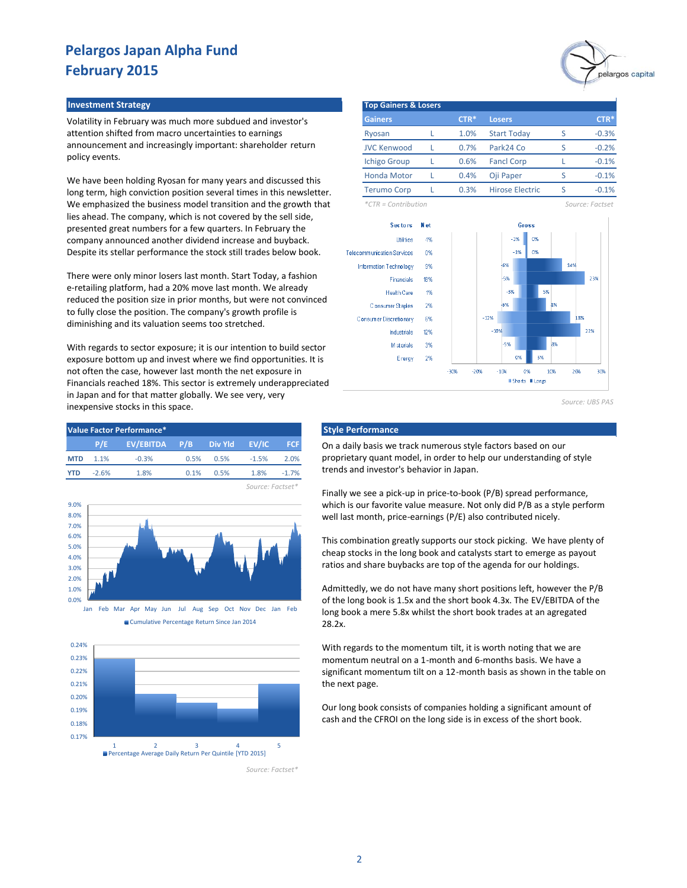# Pelargos Japan Alpha Fund
# February 2015

## Investment Strategy

Volatility in February was much more subdued and investor's attention shifted from macro uncertainties to earnings announcement and increasingly important: shareholder return policy events.

We have been holding Ryosan for many years and discussed this long term, high conviction position several times in this newsletter. We emphasized the business model transition and the growth that lies ahead. The company, which is not covered by the sell side, presented great numbers for a few quarters. In February the company announced another dividend increase and buyback. Despite its stellar performance the stock still trades below book.

There were only minor losers last month. Start Today, a fashion e-retailing platform, had a 20% move last month. We already reduced the position size in prior months, but were not convinced to fully close the position. The company's growth profile is diminishing and its valuation seems too stretched.

With regards to sector exposure; it is our intention to build sector exposure bottom up and invest where we find opportunities. It is not often the case, however last month the net exposure in Financials reached 18%. This sector is extremely underappreciated in Japan and for that matter globally. We see very, very inexpensive stocks in this space.

## Top Gainers & Losers

| Gainers | | CTR* | Losers | | CTR* |
|---|---|---|---|---|---|
| Ryosan | L | 1.0% | Start Today | S | -0.3% |
| JVC Kenwood | L | 0.7% | Park24 Co | S | -0.2% |
| Ichigo Group | L | 0.6% | Fancl Corp | L | -0.1% |
| Honda Motor | L | 0.4% | Oji Paper | S | -0.1% |
| Terumo Corp | L | 0.3% | Hirose Electric | S | -0.1% |

*\*CTR = Contribution* — *Source: Factset*

| Sectors | Net | Gross Shorts | Gross Longs |
|---|---|---|---|
| Utilities | -1% | -1% | 0% |
| Telecommunication Services | 0% | -1% | 0% |
| Information Technology | 9% | -6% | 14% |
| Financials | 18% | -5% | 23% |
| Health Care | 1% | -3% | 5% |
| Consumer Staples | 2% | -6% | 8% |
| Consumer Discretionary | 6% | -12% | 18% |
| Industrials | 12% | -10% | 22% |
| Materials | 3% | -5% | 8% |
| Energy | 2% | 0% | 3% |

*Source: UBS PAS*

## Value Factor Performance*

| | P/E | EV/EBITDA | P/B | Div Yld | EV/IC | FCF |
|---|---|---|---|---|---|---|
| MTD | 1.1% | -0.3% | 0.5% | 0.5% | -1.5% | 2.0% |
| YTD | -2.6% | 1.8% | 0.1% | 0.5% | 1.8% | -1.7% |

*Source: Factset\**

Cumulative Percentage Return Since Jan 2014

Percentage Average Daily Return Per Quintile [YTD 2015]

*Source: Factset\**

## Style Performance

On a daily basis we track numerous style factors based on our proprietary quant model, in order to help our understanding of style trends and investor's behavior in Japan.

Finally we see a pick-up in price-to-book (P/B) spread performance, which is our favorite value measure. Not only did P/B as a style perform well last month, price-earnings (P/E) also contributed nicely.

This combination greatly supports our stock picking. We have plenty of cheap stocks in the long book and catalysts start to emerge as payout ratios and share buybacks are top of the agenda for our holdings.

Admittedly, we do not have many short positions left, however the P/B of the long book is 1.5x and the short book 4.3x. The EV/EBITDA of the long book a mere 5.8x whilst the short book trades at an agregated 28.2x.

With regards to the momentum tilt, it is worth noting that we are momentum neutral on a 1-month and 6-months basis. We have a significant momentum tilt on a 12-month basis as shown in the table on the next page.

Our long book consists of companies holding a significant amount of cash and the CFROI on the long side is in excess of the short book.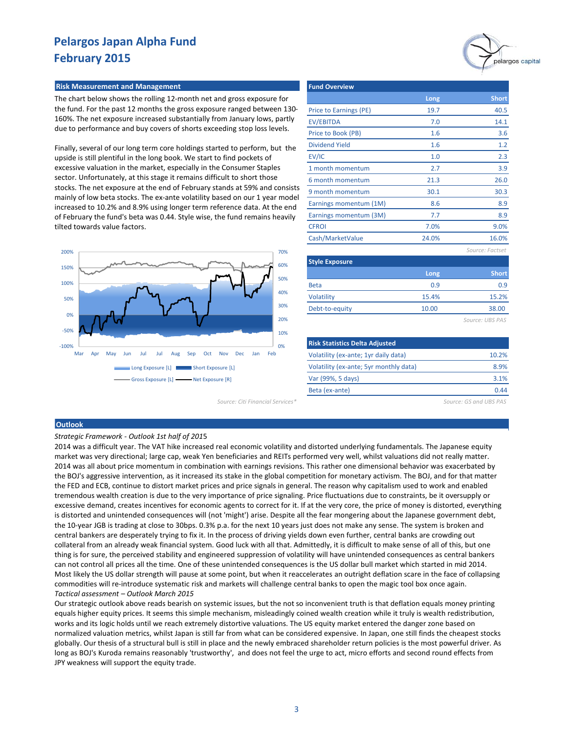# Pelargos Japan Alpha Fund
## February 2015

### Risk Measurement and Management

The chart below shows the rolling 12-month net and gross exposure for the fund. For the past 12 months the gross exposure ranged between 130-160%. The net exposure increased substantially from January lows, partly due to performance and buy covers of shorts exceeding stop loss levels.

Finally, several of our long term core holdings started to perform, but the upside is still plentiful in the long book. We start to find pockets of excessive valuation in the market, especially in the Consumer Staples sector. Unfortunately, at this stage it remains difficult to short those stocks. The net exposure at the end of February stands at 59% and consists mainly of low beta stocks. The ex-ante volatility based on our 1 year model increased to 10.2% and 8.9% using longer term reference data. At the end of February the fund's beta was 0.44. Style wise, the fund remains heavily tilted towards value factors.

Source: Citi Financial Services*

### Fund Overview

| | Long | Short |
|---|---|---|
| Price to Earnings (PE) | 19.7 | 40.5 |
| EV/EBITDA | 7.0 | 14.1 |
| Price to Book (PB) | 1.6 | 3.6 |
| Dividend Yield | 1.6 | 1.2 |
| EV/IC | 1.0 | 2.3 |
| 1 month momentum | 2.7 | 3.9 |
| 6 month momentum | 21.3 | 26.0 |
| 9 month momentum | 30.1 | 30.3 |
| Earnings momentum (1M) | 8.6 | 8.9 |
| Earnings momentum (3M) | 7.7 | 8.9 |
| CFROI | 7.0% | 9.0% |
| Cash/MarketValue | 24.0% | 16.0% |

Source: Factset

### Style Exposure

| | Long | Short |
|---|---|---|
| Beta | 0.9 | 0.9 |
| Volatility | 15.4% | 15.2% |
| Debt-to-equity | 10.00 | 38.00 |

Source: UBS PAS

### Risk Statistics Delta Adjusted

| | |
|---|---|
| Volatility (ex-ante; 1yr daily data) | 10.2% |
| Volatility (ex-ante; 5yr monthly data) | 8.9% |
| Var (99%, 5 days) | 3.1% |
| Beta (ex-ante) | 0.44 |

Source: GS and UBS PAS

### Outlook

*Strategic Framework - Outlook 1st half of 2015*

2014 was a difficult year. The VAT hike increased real economic volatility and distorted underlying fundamentals. The Japanese equity market was very directional; large cap, weak Yen beneficiaries and REITs performed very well, whilst valuations did not really matter. 2014 was all about price momentum in combination with earnings revisions. This rather one dimensional behavior was exacerbated by the BOJ's aggressive intervention, as it increased its stake in the global competition for monetary activism. The BOJ, and for that matter the FED and ECB, continue to distort market prices and price signals in general. The reason why capitalism used to work and enabled tremendous wealth creation is due to the very importance of price signaling. Price fluctuations due to constraints, be it oversupply or excessive demand, creates incentives for economic agents to correct for it. If at the very core, the price of money is distorted, everything is distorted and unintended consequences will (not 'might') arise. Despite all the fear mongering about the Japanese government debt, the 10-year JGB is trading at close to 30bps. 0.3% p.a. for the next 10 years just does not make any sense. The system is broken and central bankers are desperately trying to fix it. In the process of driving yields down even further, central banks are crowding out collateral from an already weak financial system. Good luck with all that. Admittedly, it is difficult to make sense of all of this, but one thing is for sure, the perceived stability and engineered suppression of volatility will have unintended consequences as central bankers can not control all prices all the time. One of these unintended consequences is the US dollar bull market which started in mid 2014. Most likely the US dollar strength will pause at some point, but when it reaccelerates an outright deflation scare in the face of collapsing commodities will re-introduce systematic risk and markets will challenge central banks to open the magic tool box once again.

*Tactical assessment – Outlook March 2015*

Our strategic outlook above reads bearish on systemic issues, but the not so inconvenient truth is that deflation equals money printing equals higher equity prices. It seems this simple mechanism, misleadingly coined wealth creation while it truly is wealth redistribution, works and its logic holds until we reach extremely distortive valuations. The US equity market entered the danger zone based on normalized valuation metrics, whilst Japan is still far from what can be considered expensive. In Japan, one still finds the cheapest stocks globally. Our thesis of a structural bull is still in place and the newly embraced shareholder return policies is the most powerful driver. As long as BOJ's Kuroda remains reasonably 'trustworthy', and does not feel the urge to act, micro efforts and second round effects from JPY weakness will support the equity trade.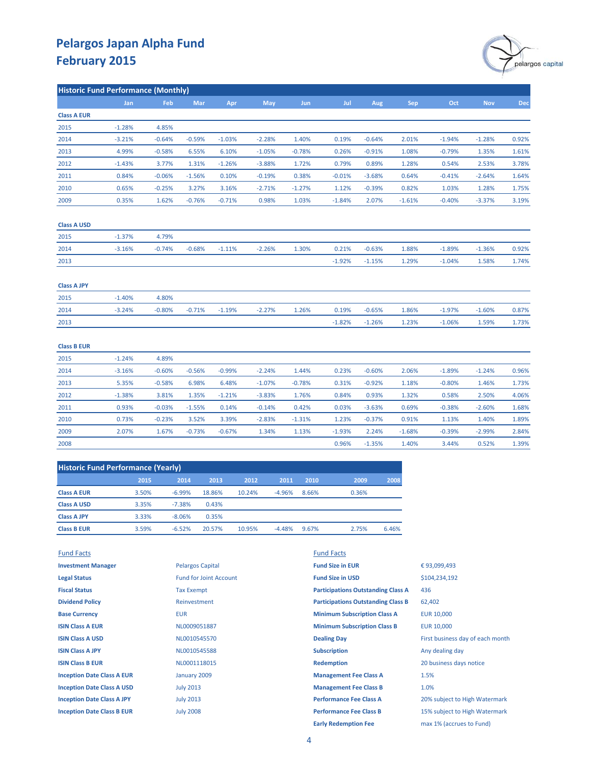# Pelargos Japan Alpha Fund
# February 2015

## Historic Fund Performance (Monthly)

| | Jan | Feb | Mar | Apr | May | Jun | Jul | Aug | Sep | Oct | Nov | Dec |
|---|---|---|---|---|---|---|---|---|---|---|---|---|
| **Class A EUR** | | | | | | | | | | | | |
| 2015 | -1.28% | 4.85% | | | | | | | | | | |
| 2014 | -3.21% | -0.64% | -0.59% | -1.03% | -2.28% | 1.40% | 0.19% | -0.64% | 2.01% | -1.94% | -1.28% | 0.92% |
| 2013 | 4.99% | -0.58% | 6.55% | 6.10% | -1.05% | -0.78% | 0.26% | -0.91% | 1.08% | -0.79% | 1.35% | 1.61% |
| 2012 | -1.43% | 3.77% | 1.31% | -1.26% | -3.88% | 1.72% | 0.79% | 0.89% | 1.28% | 0.54% | 2.53% | 3.78% |
| 2011 | 0.84% | -0.06% | -1.56% | 0.10% | -0.19% | 0.38% | -0.01% | -3.68% | 0.64% | -0.41% | -2.64% | 1.64% |
| 2010 | 0.65% | -0.25% | 3.27% | 3.16% | -2.71% | -1.27% | 1.12% | -0.39% | 0.82% | 1.03% | 1.28% | 1.75% |
| 2009 | 0.35% | 1.62% | -0.76% | -0.71% | 0.98% | 1.03% | -1.84% | 2.07% | -1.61% | -0.40% | -3.37% | 3.19% |
| **Class A USD** | | | | | | | | | | | | |
| 2015 | -1.37% | 4.79% | | | | | | | | | | |
| 2014 | -3.16% | -0.74% | -0.68% | -1.11% | -2.26% | 1.30% | 0.21% | -0.63% | 1.88% | -1.89% | -1.36% | 0.92% |
| 2013 | | | | | | | -1.92% | -1.15% | 1.29% | -1.04% | 1.58% | 1.74% |
| **Class A JPY** | | | | | | | | | | | | |
| 2015 | -1.40% | 4.80% | | | | | | | | | | |
| 2014 | -3.24% | -0.80% | -0.71% | -1.19% | -2.27% | 1.26% | 0.19% | -0.65% | 1.86% | -1.97% | -1.60% | 0.87% |
| 2013 | | | | | | | -1.82% | -1.26% | 1.23% | -1.06% | 1.59% | 1.73% |
| **Class B EUR** | | | | | | | | | | | | |
| 2015 | -1.24% | 4.89% | | | | | | | | | | |
| 2014 | -3.16% | -0.60% | -0.56% | -0.99% | -2.24% | 1.44% | 0.23% | -0.60% | 2.06% | -1.89% | -1.24% | 0.96% |
| 2013 | 5.35% | -0.58% | 6.98% | 6.48% | -1.07% | -0.78% | 0.31% | -0.92% | 1.18% | -0.80% | 1.46% | 1.73% |
| 2012 | -1.38% | 3.81% | 1.35% | -1.21% | -3.83% | 1.76% | 0.84% | 0.93% | 1.32% | 0.58% | 2.50% | 4.06% |
| 2011 | 0.93% | -0.03% | -1.55% | 0.14% | -0.14% | 0.42% | 0.03% | -3.63% | 0.69% | -0.38% | -2.60% | 1.68% |
| 2010 | 0.73% | -0.23% | 3.52% | 3.39% | -2.83% | -1.31% | 1.23% | -0.37% | 0.91% | 1.13% | 1.40% | 1.89% |
| 2009 | 2.07% | 1.67% | -0.73% | -0.67% | 1.34% | 1.13% | -1.93% | 2.24% | -1.68% | -0.39% | -2.99% | 2.84% |
| 2008 | | | | | | | 0.96% | -1.35% | 1.40% | 3.44% | 0.52% | 1.39% |

## Historic Fund Performance (Yearly)

| | 2015 | 2014 | 2013 | 2012 | 2011 | 2010 | 2009 | 2008 |
|---|---|---|---|---|---|---|---|---|
| **Class A EUR** | 3.50% | -6.99% | 18.86% | 10.24% | -4.96% | 8.66% | 0.36% | |
| **Class A USD** | 3.35% | -7.38% | 0.43% | | | | | |
| **Class A JPY** | 3.33% | -8.06% | 0.35% | | | | | |
| **Class B EUR** | 3.59% | -6.52% | 20.57% | 10.95% | -4.48% | 9.67% | 2.75% | 6.46% |

## Fund Facts

| | |
|---|---|
| **Investment Manager** | Pelargos Capital |
| **Legal Status** | Fund for Joint Account |
| **Fiscal Status** | Tax Exempt |
| **Dividend Policy** | Reinvestment |
| **Base Currency** | EUR |
| **ISIN Class A EUR** | NL0009051887 |
| **ISIN Class A USD** | NL0010545570 |
| **ISIN Class A JPY** | NL0010545588 |
| **ISIN Class B EUR** | NL0001118015 |
| **Inception Date Class A EUR** | January 2009 |
| **Inception Date Class A USD** | July 2013 |
| **Inception Date Class A JPY** | July 2013 |
| **Inception Date Class B EUR** | July 2008 |

## Fund Facts

| | |
|---|---|
| **Fund Size in EUR** | € 93,099,493 |
| **Fund Size in USD** | $104,234,192 |
| **Participations Outstanding Class A** | 436 |
| **Participations Outstanding Class B** | 62,402 |
| **Minimum Subscription Class A** | EUR 10,000 |
| **Minimum Subscription Class B** | EUR 10,000 |
| **Dealing Day** | First business day of each month |
| **Subscription** | Any dealing day |
| **Redemption** | 20 business days notice |
| **Management Fee Class A** | 1.5% |
| **Management Fee Class B** | 1.0% |
| **Performance Fee Class A** | 20% subject to High Watermark |
| **Performance Fee Class B** | 15% subject to High Watermark |
| **Early Redemption Fee** | max 1% (accrues to Fund) |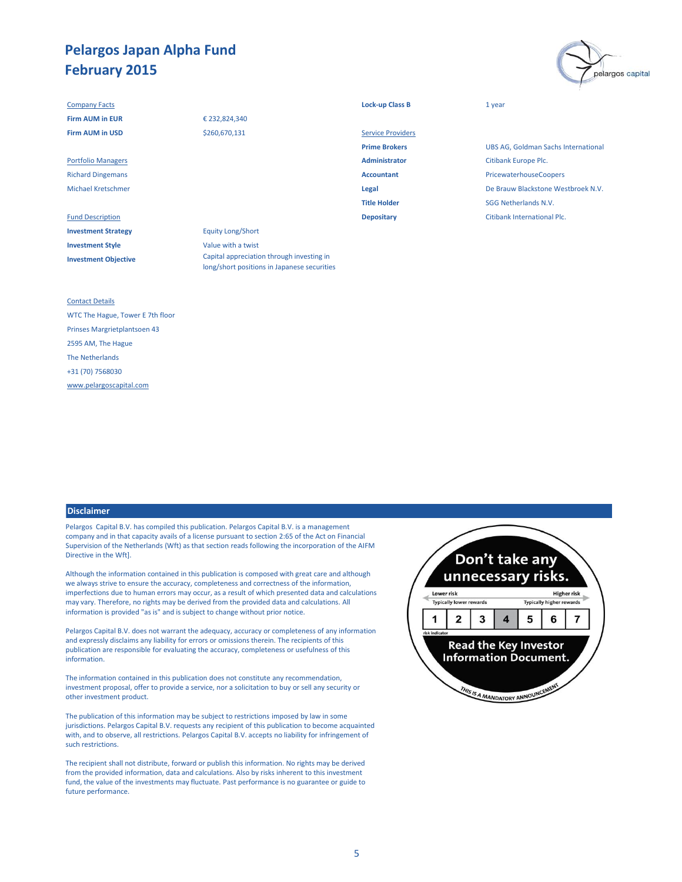# Pelargos Japan Alpha Fund
# February 2015

Company Facts

| | |
|---|---|
| **Firm AUM in EUR** | € 232,824,340 |
| **Firm AUM in USD** | $260,670,131 |

Portfolio Managers

Richard Dingemans

Michael Kretschmer

Fund Description

| | |
|---|---|
| **Investment Strategy** | Equity Long/Short |
| **Investment Style** | Value with a twist |
| **Investment Objective** | Capital appreciation through investing in long/short positions in Japanese securities |

| | |
|---|---|
| **Lock-up Class B** | 1 year |

Service Providers

| | |
|---|---|
| **Prime Brokers** | UBS AG, Goldman Sachs International |
| **Administrator** | Citibank Europe Plc. |
| **Accountant** | PricewaterhouseCoopers |
| **Legal** | De Brauw Blackstone Westbroek N.V. |
| **Title Holder** | SGG Netherlands N.V. |
| **Depositary** | Citibank International Plc. |

Contact Details

WTC The Hague, Tower E 7th floor

Prinses Margrietplantsoen 43

2595 AM, The Hague

The Netherlands

+31 (70) 7568030

www.pelargoscapital.com

## Disclaimer

Pelargos Capital B.V. has compiled this publication. Pelargos Capital B.V. is a management company and in that capacity avails of a license pursuant to section 2:65 of the Act on Financial Supervision of the Netherlands (Wft) as that section reads following the incorporation of the AIFM Directive in the Wft].

Although the information contained in this publication is composed with great care and although we always strive to ensure the accuracy, completeness and correctness of the information, imperfections due to human errors may occur, as a result of which presented data and calculations may vary. Therefore, no rights may be derived from the provided data and calculations. All information is provided "as is" and is subject to change without prior notice.

Pelargos Capital B.V. does not warrant the adequacy, accuracy or completeness of any information and expressly disclaims any liability for errors or omissions therein. The recipients of this publication are responsible for evaluating the accuracy, completeness or usefulness of this information.

The information contained in this publication does not constitute any recommendation, investment proposal, offer to provide a service, nor a solicitation to buy or sell any security or other investment product.

The publication of this information may be subject to restrictions imposed by law in some jurisdictions. Pelargos Capital B.V. requests any recipient of this publication to become acquainted with, and to observe, all restrictions. Pelargos Capital B.V. accepts no liability for infringement of such restrictions.

The recipient shall not distribute, forward or publish this information. No rights may be derived from the provided information, data and calculations. Also by risks inherent to this investment fund, the value of the investments may fluctuate. Past performance is no guarantee or guide to future performance.

Don't take any unnecessary risks.

| Lower risk | | | | | | Higher risk |
|---|---|---|---|---|---|---|
| Typically lower rewards | | | | | | Typically higher rewards |
| 1 | 2 | 3 | **4** | 5 | 6 | 7 |

risk indicator

Read the Key Investor Information Document.

THIS IS A MANDATORY ANNOUNCEMENT